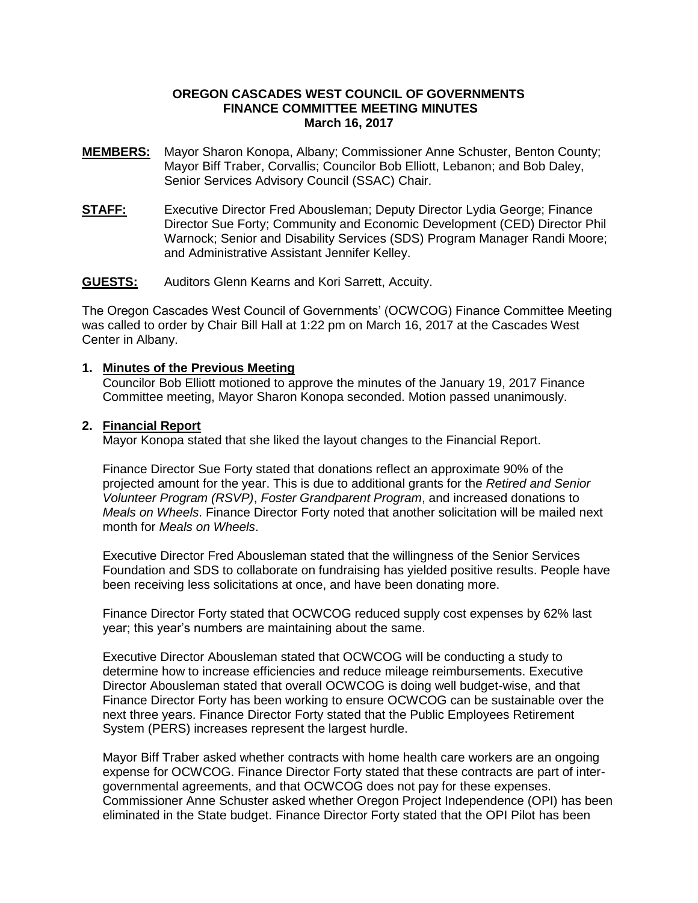**OREGON CASCADES WEST COUNCIL OF GOVERNMENTS**
**FINANCE COMMITTEE MEETING MINUTES**
**March 16, 2017**

**MEMBERS:** Mayor Sharon Konopa, Albany; Commissioner Anne Schuster, Benton County; Mayor Biff Traber, Corvallis; Councilor Bob Elliott, Lebanon; and Bob Daley, Senior Services Advisory Council (SSAC) Chair.

**STAFF:** Executive Director Fred Abousleman; Deputy Director Lydia George; Finance Director Sue Forty; Community and Economic Development (CED) Director Phil Warnock; Senior and Disability Services (SDS) Program Manager Randi Moore; and Administrative Assistant Jennifer Kelley.

**GUESTS:** Auditors Glenn Kearns and Kori Sarrett, Accuity.

The Oregon Cascades West Council of Governments' (OCWCOG) Finance Committee Meeting was called to order by Chair Bill Hall at 1:22 pm on March 16, 2017 at the Cascades West Center in Albany.

**1. Minutes of the Previous Meeting**

Councilor Bob Elliott motioned to approve the minutes of the January 19, 2017 Finance Committee meeting, Mayor Sharon Konopa seconded. Motion passed unanimously.

**2. Financial Report**

Mayor Konopa stated that she liked the layout changes to the Financial Report.

Finance Director Sue Forty stated that donations reflect an approximate 90% of the projected amount for the year. This is due to additional grants for the *Retired and Senior Volunteer Program (RSVP)*, *Foster Grandparent Program*, and increased donations to *Meals on Wheels*. Finance Director Forty noted that another solicitation will be mailed next month for *Meals on Wheels*.

Executive Director Fred Abousleman stated that the willingness of the Senior Services Foundation and SDS to collaborate on fundraising has yielded positive results. People have been receiving less solicitations at once, and have been donating more.

Finance Director Forty stated that OCWCOG reduced supply cost expenses by 62% last year; this year's numbers are maintaining about the same.

Executive Director Abousleman stated that OCWCOG will be conducting a study to determine how to increase efficiencies and reduce mileage reimbursements. Executive Director Abousleman stated that overall OCWCOG is doing well budget-wise, and that Finance Director Forty has been working to ensure OCWCOG can be sustainable over the next three years. Finance Director Forty stated that the Public Employees Retirement System (PERS) increases represent the largest hurdle.

Mayor Biff Traber asked whether contracts with home health care workers are an ongoing expense for OCWCOG. Finance Director Forty stated that these contracts are part of inter-governmental agreements, and that OCWCOG does not pay for these expenses. Commissioner Anne Schuster asked whether Oregon Project Independence (OPI) has been eliminated in the State budget. Finance Director Forty stated that the OPI Pilot has been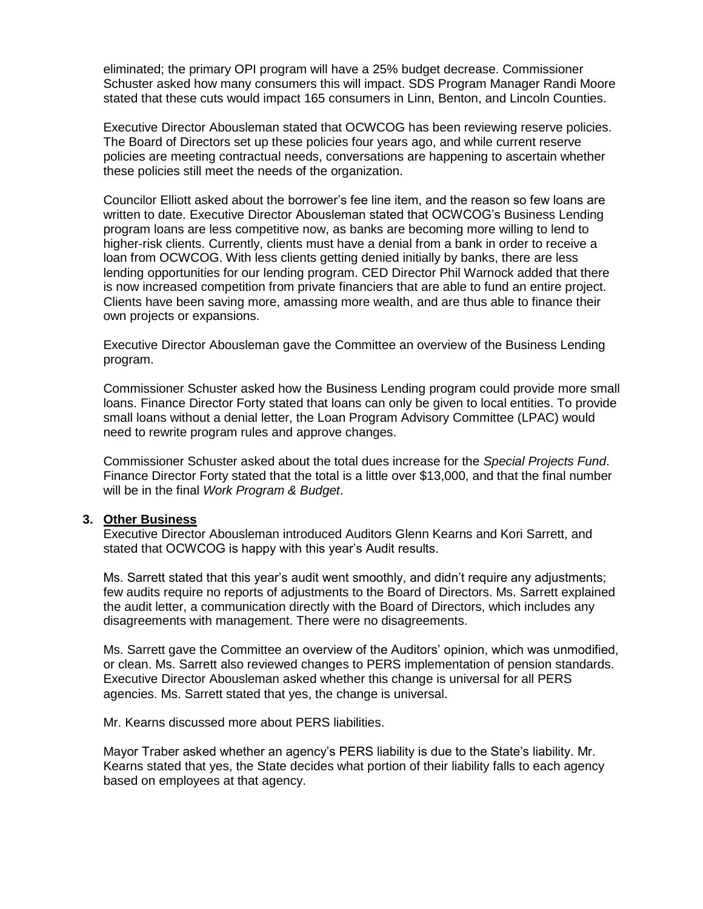eliminated; the primary OPI program will have a 25% budget decrease. Commissioner Schuster asked how many consumers this will impact. SDS Program Manager Randi Moore stated that these cuts would impact 165 consumers in Linn, Benton, and Lincoln Counties.

Executive Director Abousleman stated that OCWCOG has been reviewing reserve policies. The Board of Directors set up these policies four years ago, and while current reserve policies are meeting contractual needs, conversations are happening to ascertain whether these policies still meet the needs of the organization.

Councilor Elliott asked about the borrower's fee line item, and the reason so few loans are written to date. Executive Director Abousleman stated that OCWCOG's Business Lending program loans are less competitive now, as banks are becoming more willing to lend to higher-risk clients. Currently, clients must have a denial from a bank in order to receive a loan from OCWCOG. With less clients getting denied initially by banks, there are less lending opportunities for our lending program. CED Director Phil Warnock added that there is now increased competition from private financiers that are able to fund an entire project. Clients have been saving more, amassing more wealth, and are thus able to finance their own projects or expansions.

Executive Director Abousleman gave the Committee an overview of the Business Lending program.

Commissioner Schuster asked how the Business Lending program could provide more small loans. Finance Director Forty stated that loans can only be given to local entities. To provide small loans without a denial letter, the Loan Program Advisory Committee (LPAC) would need to rewrite program rules and approve changes.

Commissioner Schuster asked about the total dues increase for the *Special Projects Fund*. Finance Director Forty stated that the total is a little over $13,000, and that the final number will be in the final *Work Program & Budget*.

**3. Other Business**

Executive Director Abousleman introduced Auditors Glenn Kearns and Kori Sarrett, and stated that OCWCOG is happy with this year's Audit results.

Ms. Sarrett stated that this year's audit went smoothly, and didn't require any adjustments; few audits require no reports of adjustments to the Board of Directors. Ms. Sarrett explained the audit letter, a communication directly with the Board of Directors, which includes any disagreements with management. There were no disagreements.

Ms. Sarrett gave the Committee an overview of the Auditors' opinion, which was unmodified, or clean. Ms. Sarrett also reviewed changes to PERS implementation of pension standards. Executive Director Abousleman asked whether this change is universal for all PERS agencies. Ms. Sarrett stated that yes, the change is universal.

Mr. Kearns discussed more about PERS liabilities.

Mayor Traber asked whether an agency's PERS liability is due to the State's liability. Mr. Kearns stated that yes, the State decides what portion of their liability falls to each agency based on employees at that agency.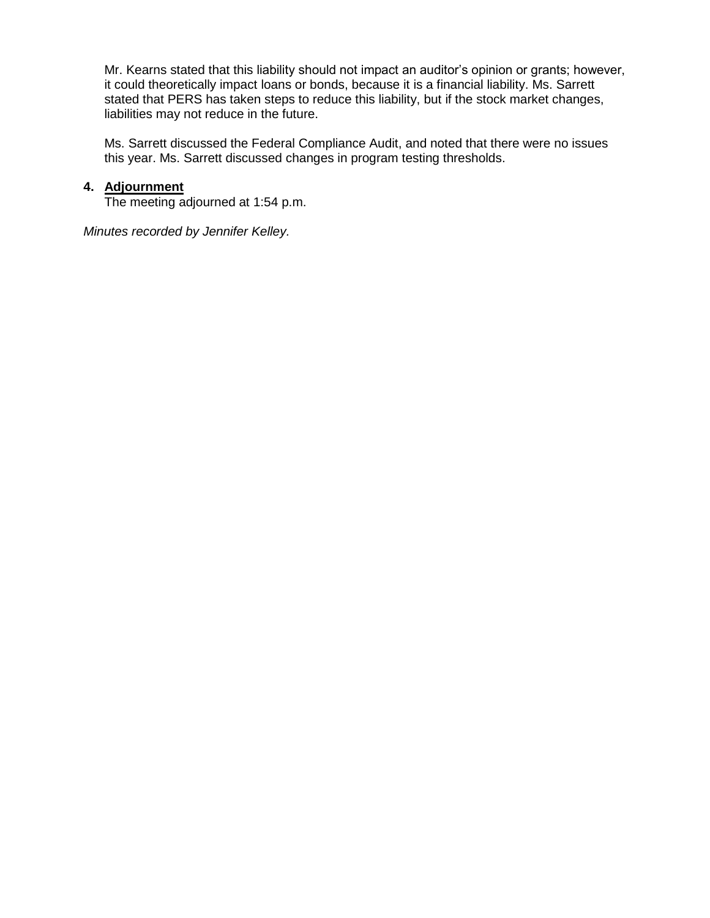Mr. Kearns stated that this liability should not impact an auditor's opinion or grants; however, it could theoretically impact loans or bonds, because it is a financial liability. Ms. Sarrett stated that PERS has taken steps to reduce this liability, but if the stock market changes, liabilities may not reduce in the future.

Ms. Sarrett discussed the Federal Compliance Audit, and noted that there were no issues this year. Ms. Sarrett discussed changes in program testing thresholds.

**4. Adjournment**

The meeting adjourned at 1:54 p.m.

*Minutes recorded by Jennifer Kelley.*